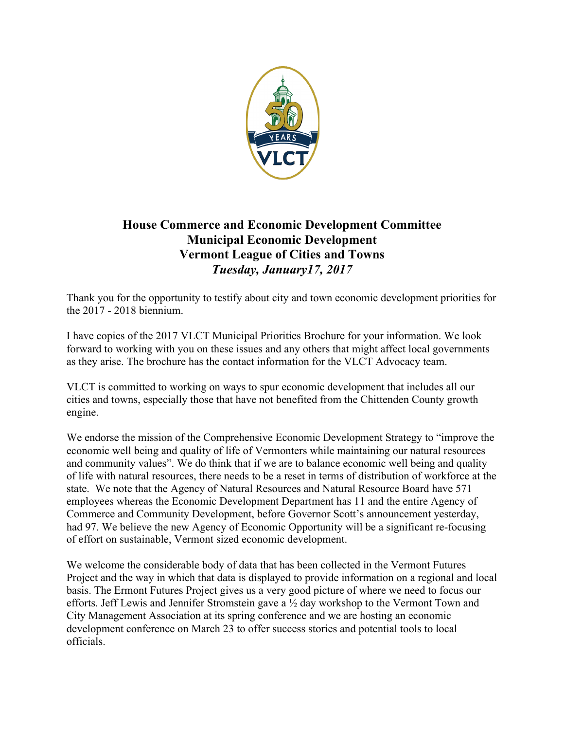**House Commerce and Economic Development Committee**
**Municipal Economic Development**
**Vermont League of Cities and Towns**
***Tuesday, January17, 2017***

Thank you for the opportunity to testify about city and town economic development priorities for the 2017 - 2018 biennium.

I have copies of the 2017 VLCT Municipal Priorities Brochure for your information. We look forward to working with you on these issues and any others that might affect local governments as they arise. The brochure has the contact information for the VLCT Advocacy team.

VLCT is committed to working on ways to spur economic development that includes all our cities and towns, especially those that have not benefited from the Chittenden County growth engine.

We endorse the mission of the Comprehensive Economic Development Strategy to "improve the economic well being and quality of life of Vermonters while maintaining our natural resources and community values". We do think that if we are to balance economic well being and quality of life with natural resources, there needs to be a reset in terms of distribution of workforce at the state. We note that the Agency of Natural Resources and Natural Resource Board have 571 employees whereas the Economic Development Department has 11 and the entire Agency of Commerce and Community Development, before Governor Scott's announcement yesterday, had 97. We believe the new Agency of Economic Opportunity will be a significant re-focusing of effort on sustainable, Vermont sized economic development.

We welcome the considerable body of data that has been collected in the Vermont Futures Project and the way in which that data is displayed to provide information on a regional and local basis. The Ermont Futures Project gives us a very good picture of where we need to focus our efforts. Jeff Lewis and Jennifer Stromstein gave a ½ day workshop to the Vermont Town and City Management Association at its spring conference and we are hosting an economic development conference on March 23 to offer success stories and potential tools to local officials.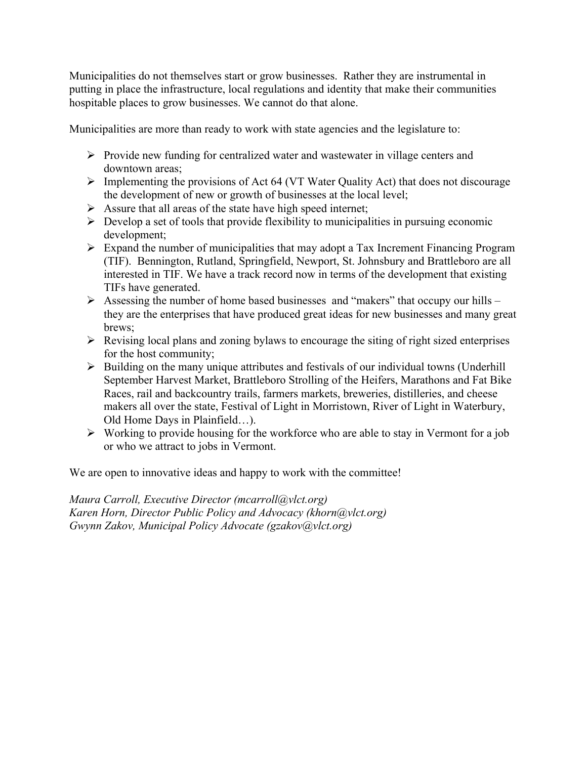Municipalities do not themselves start or grow businesses. Rather they are instrumental in putting in place the infrastructure, local regulations and identity that make their communities hospitable places to grow businesses. We cannot do that alone.

Municipalities are more than ready to work with state agencies and the legislature to:

- Provide new funding for centralized water and wastewater in village centers and downtown areas;
- Implementing the provisions of Act 64 (VT Water Quality Act) that does not discourage the development of new or growth of businesses at the local level;
- Assure that all areas of the state have high speed internet;
- Develop a set of tools that provide flexibility to municipalities in pursuing economic development;
- Expand the number of municipalities that may adopt a Tax Increment Financing Program (TIF). Bennington, Rutland, Springfield, Newport, St. Johnsbury and Brattleboro are all interested in TIF. We have a track record now in terms of the development that existing TIFs have generated.
- Assessing the number of home based businesses and "makers" that occupy our hills – they are the enterprises that have produced great ideas for new businesses and many great brews;
- Revising local plans and zoning bylaws to encourage the siting of right sized enterprises for the host community;
- Building on the many unique attributes and festivals of our individual towns (Underhill September Harvest Market, Brattleboro Strolling of the Heifers, Marathons and Fat Bike Races, rail and backcountry trails, farmers markets, breweries, distilleries, and cheese makers all over the state, Festival of Light in Morristown, River of Light in Waterbury, Old Home Days in Plainfield…).
- Working to provide housing for the workforce who are able to stay in Vermont for a job or who we attract to jobs in Vermont.

We are open to innovative ideas and happy to work with the committee!

*Maura Carroll, Executive Director (mcarroll@vlct.org)*
*Karen Horn, Director Public Policy and Advocacy (khorn@vlct.org)*
*Gwynn Zakov, Municipal Policy Advocate (gzakov@vlct.org)*